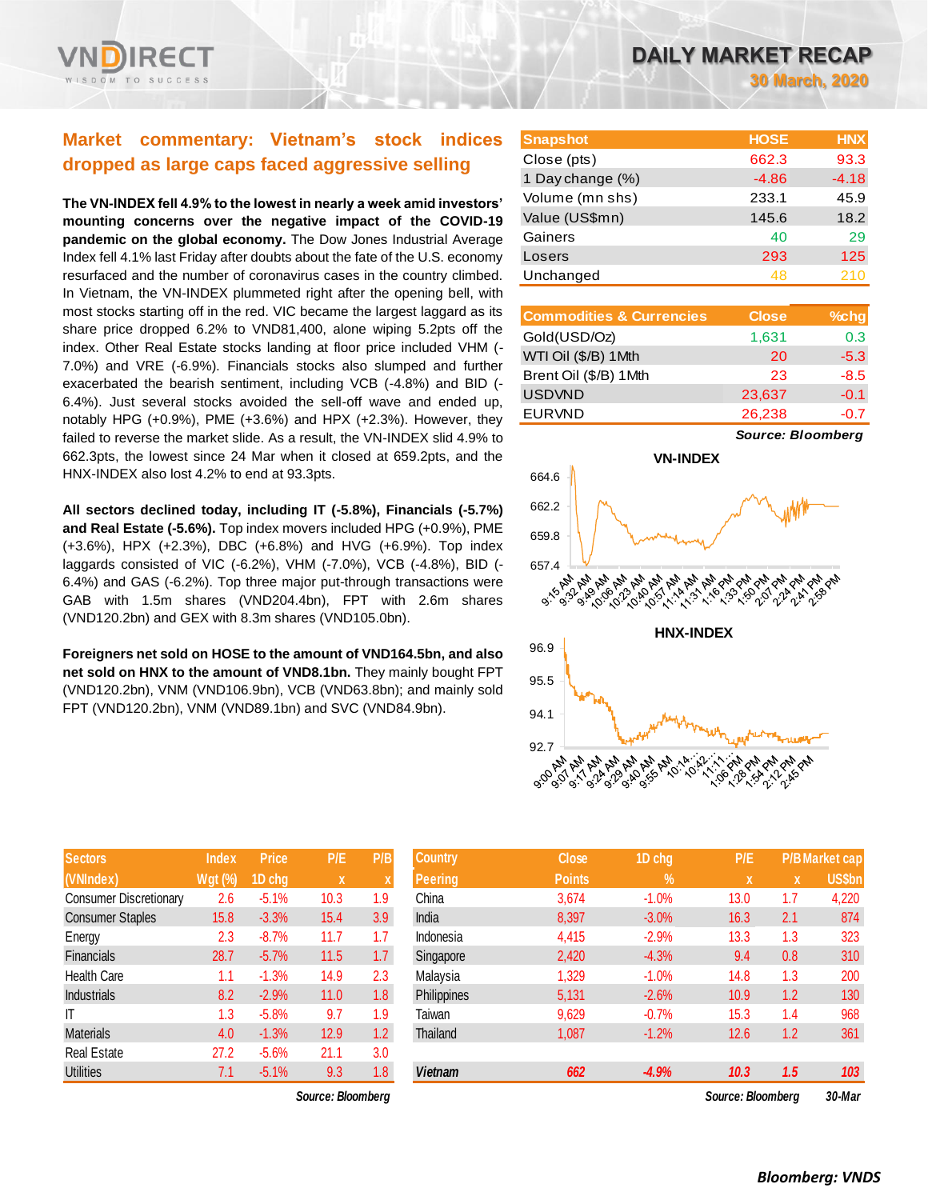# DAILY MARKET RECAP

**30 March, 2020**

## Market commentary: Vietnam's stock indices dropped as large caps faced aggressive selling

**The VN-INDEX fell 4.9% to the lowest in nearly a week amid investors' mounting concerns over the negative impact of the COVID-19 pandemic on the global economy.** The Dow Jones Industrial Average Index fell 4.1% last Friday after doubts about the fate of the U.S. economy resurfaced and the number of coronavirus cases in the country climbed. In Vietnam, the VN-INDEX plummeted right after the opening bell, with most stocks starting off in the red. VIC became the largest laggard as its share price dropped 6.2% to VND81,400, alone wiping 5.2pts off the index. Other Real Estate stocks landing at floor price included VHM (-7.0%) and VRE (-6.9%). Financials stocks also slumped and further exacerbated the bearish sentiment, including VCB (-4.8%) and BID (-6.4%). Just several stocks avoided the sell-off wave and ended up, notably HPG (+0.9%), PME (+3.6%) and HPX (+2.3%). However, they failed to reverse the market slide. As a result, the VN-INDEX slid 4.9% to 662.3pts, the lowest since 24 Mar when it closed at 659.2pts, and the HNX-INDEX also lost 4.2% to end at 93.3pts.

**All sectors declined today, including IT (-5.8%), Financials (-5.7%) and Real Estate (-5.6%).** Top index movers included HPG (+0.9%), PME (+3.6%), HPX (+2.3%), DBC (+6.8%) and HVG (+6.9%). Top index laggards consisted of VIC (-6.2%), VHM (-7.0%), VCB (-4.8%), BID (-6.4%) and GAS (-6.2%). Top three major put-through transactions were GAB with 1.5m shares (VND204.4bn), FPT with 2.6m shares (VND120.2bn) and GEX with 8.3m shares (VND105.0bn).

**Foreigners net sold on HOSE to the amount of VND164.5bn, and also net sold on HNX to the amount of VND8.1bn.** They mainly bought FPT (VND120.2bn), VNM (VND106.9bn), VCB (VND63.8bn); and mainly sold FPT (VND120.2bn), VNM (VND89.1bn) and SVC (VND84.9bn).

| Snapshot | HOSE | HNX |
|---|---|---|
| Close (pts) | 662.3 | 93.3 |
| 1 Day change (%) | -4.86 | -4.18 |
| Volume (mn shs) | 233.1 | 45.9 |
| Value (US$mn) | 145.6 | 18.2 |
| Gainers | 40 | 29 |
| Losers | 293 | 125 |
| Unchanged | 48 | 210 |

| Commodities & Currencies | Close | %chg |
|---|---|---|
| Gold(USD/Oz) | 1,631 | 0.3 |
| WTI Oil ($/B) 1Mth | 20 | -5.3 |
| Brent Oil ($/B) 1Mth | 23 | -8.5 |
| USDVND | 23,637 | -0.1 |
| EURVND | 26,238 | -0.7 |

*Source: Bloomberg*

| Sectors (VNIndex) | Index Wgt (%) | Price 1D chg | P/E x | P/B x |
|---|---|---|---|---|
| Consumer Discretionary | 2.6 | -5.1% | 10.3 | 1.9 |
| Consumer Staples | 15.8 | -3.3% | 15.4 | 3.9 |
| Energy | 2.3 | -8.7% | 11.7 | 1.7 |
| Financials | 28.7 | -5.7% | 11.5 | 1.7 |
| Health Care | 1.1 | -1.3% | 14.9 | 2.3 |
| Industrials | 8.2 | -2.9% | 11.0 | 1.8 |
| IT | 1.3 | -5.8% | 9.7 | 1.9 |
| Materials | 4.0 | -1.3% | 12.9 | 1.2 |
| Real Estate | 27.2 | -5.6% | 21.1 | 3.0 |
| Utilities | 7.1 | -5.1% | 9.3 | 1.8 |

*Source: Bloomberg*

| Country Peering | Close Points | 1D chg % | P/E x | P/B x | Market cap US$bn |
|---|---|---|---|---|---|
| China | 3,674 | -1.0% | 13.0 | 1.7 | 4,220 |
| India | 8,397 | -3.0% | 16.3 | 2.1 | 874 |
| Indonesia | 4,415 | -2.9% | 13.3 | 1.3 | 323 |
| Singapore | 2,420 | -4.3% | 9.4 | 0.8 | 310 |
| Malaysia | 1,329 | -1.0% | 14.8 | 1.3 | 200 |
| Philippines | 5,131 | -2.6% | 10.9 | 1.2 | 130 |
| Taiwan | 9,629 | -0.7% | 15.3 | 1.4 | 968 |
| Thailand | 1,087 | -1.2% | 12.6 | 1.2 | 361 |
| *Vietnam* | *662* | *-4.9%* | *10.3* | *1.5* | *103* |

*Source: Bloomberg 30-Mar*

*Bloomberg: VNDS*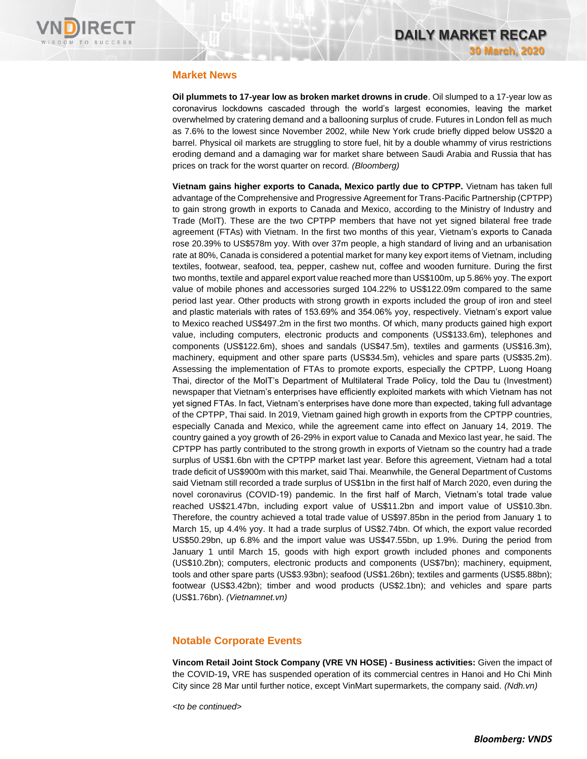## Market News

**Oil plummets to 17-year low as broken market drowns in crude**. Oil slumped to a 17-year low as coronavirus lockdowns cascaded through the world's largest economies, leaving the market overwhelmed by cratering demand and a ballooning surplus of crude. Futures in London fell as much as 7.6% to the lowest since November 2002, while New York crude briefly dipped below US$20 a barrel. Physical oil markets are struggling to store fuel, hit by a double whammy of virus restrictions eroding demand and a damaging war for market share between Saudi Arabia and Russia that has prices on track for the worst quarter on record. *(Bloomberg)*

**Vietnam gains higher exports to Canada, Mexico partly due to CPTPP.** Vietnam has taken full advantage of the Comprehensive and Progressive Agreement for Trans-Pacific Partnership (CPTPP) to gain strong growth in exports to Canada and Mexico, according to the Ministry of Industry and Trade (MoIT). These are the two CPTPP members that have not yet signed bilateral free trade agreement (FTAs) with Vietnam. In the first two months of this year, Vietnam's exports to Canada rose 20.39% to US$578m yoy. With over 37m people, a high standard of living and an urbanisation rate at 80%, Canada is considered a potential market for many key export items of Vietnam, including textiles, footwear, seafood, tea, pepper, cashew nut, coffee and wooden furniture. During the first two months, textile and apparel export value reached more than US$100m, up 5.86% yoy. The export value of mobile phones and accessories surged 104.22% to US$122.09m compared to the same period last year. Other products with strong growth in exports included the group of iron and steel and plastic materials with rates of 153.69% and 354.06% yoy, respectively. Vietnam's export value to Mexico reached US$497.2m in the first two months. Of which, many products gained high export value, including computers, electronic products and components (US$133.6m), telephones and components (US$122.6m), shoes and sandals (US$47.5m), textiles and garments (US$16.3m), machinery, equipment and other spare parts (US$34.5m), vehicles and spare parts (US$35.2m). Assessing the implementation of FTAs to promote exports, especially the CPTPP, Luong Hoang Thai, director of the MoIT's Department of Multilateral Trade Policy, told the Dau tu (Investment) newspaper that Vietnam's enterprises have efficiently exploited markets with which Vietnam has not yet signed FTAs. In fact, Vietnam's enterprises have done more than expected, taking full advantage of the CPTPP, Thai said. In 2019, Vietnam gained high growth in exports from the CPTPP countries, especially Canada and Mexico, while the agreement came into effect on January 14, 2019. The country gained a yoy growth of 26-29% in export value to Canada and Mexico last year, he said. The CPTPP has partly contributed to the strong growth in exports of Vietnam so the country had a trade surplus of US$1.6bn with the CPTPP market last year. Before this agreement, Vietnam had a total trade deficit of US$900m with this market, said Thai. Meanwhile, the General Department of Customs said Vietnam still recorded a trade surplus of US$1bn in the first half of March 2020, even during the novel coronavirus (COVID-19) pandemic. In the first half of March, Vietnam's total trade value reached US$21.47bn, including export value of US$11.2bn and import value of US$10.3bn. Therefore, the country achieved a total trade value of US$97.85bn in the period from January 1 to March 15, up 4.4% yoy. It had a trade surplus of US$2.74bn. Of which, the export value recorded US$50.29bn, up 6.8% and the import value was US$47.55bn, up 1.9%. During the period from January 1 until March 15, goods with high export growth included phones and components (US$10.2bn); computers, electronic products and components (US$7bn); machinery, equipment, tools and other spare parts (US$3.93bn); seafood (US$1.26bn); textiles and garments (US$5.88bn); footwear (US$3.42bn); timber and wood products (US$2.1bn); and vehicles and spare parts (US$1.76bn). *(Vietnamnet.vn)*

## Notable Corporate Events

**Vincom Retail Joint Stock Company (VRE VN HOSE) - Business activities:** Given the impact of the COVID-19**,** VRE has suspended operation of its commercial centres in Hanoi and Ho Chi Minh City since 28 Mar until further notice, except VinMart supermarkets, the company said. *(Ndh.vn)*

*<to be continued>*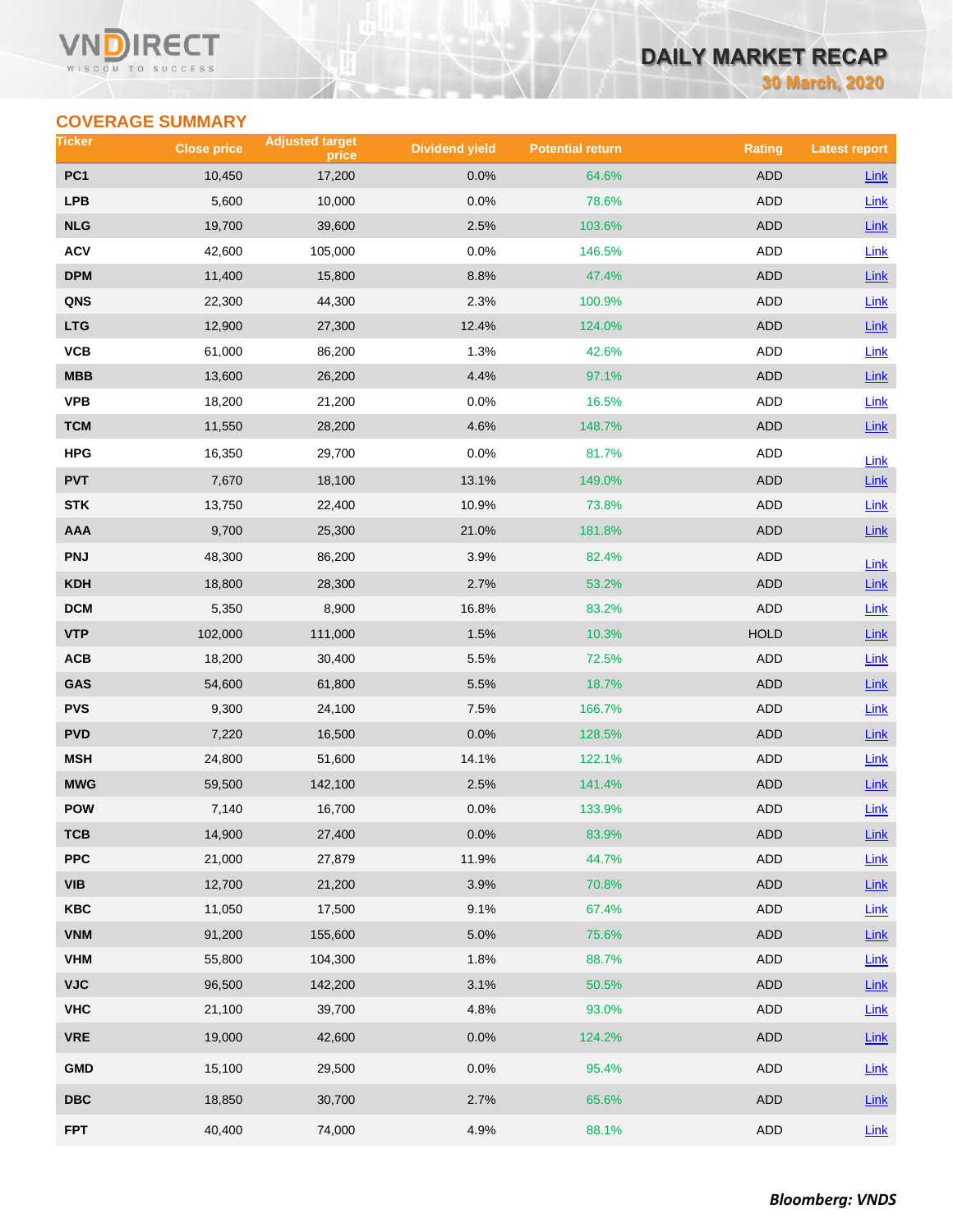## COVERAGE SUMMARY

| Ticker | Close price | Adjusted target price | Dividend yield | Potential return | Rating | Latest report |
|---|---|---|---|---|---|---|
| PC1 | 10,450 | 17,200 | 0.0% | 64.6% | ADD | Link |
| LPB | 5,600 | 10,000 | 0.0% | 78.6% | ADD | Link |
| NLG | 19,700 | 39,600 | 2.5% | 103.6% | ADD | Link |
| ACV | 42,600 | 105,000 | 0.0% | 146.5% | ADD | Link |
| DPM | 11,400 | 15,800 | 8.8% | 47.4% | ADD | Link |
| QNS | 22,300 | 44,300 | 2.3% | 100.9% | ADD | Link |
| LTG | 12,900 | 27,300 | 12.4% | 124.0% | ADD | Link |
| VCB | 61,000 | 86,200 | 1.3% | 42.6% | ADD | Link |
| MBB | 13,600 | 26,200 | 4.4% | 97.1% | ADD | Link |
| VPB | 18,200 | 21,200 | 0.0% | 16.5% | ADD | Link |
| TCM | 11,550 | 28,200 | 4.6% | 148.7% | ADD | Link |
| HPG | 16,350 | 29,700 | 0.0% | 81.7% | ADD | Link |
| PVT | 7,670 | 18,100 | 13.1% | 149.0% | ADD | Link |
| STK | 13,750 | 22,400 | 10.9% | 73.8% | ADD | Link |
| AAA | 9,700 | 25,300 | 21.0% | 181.8% | ADD | Link |
| PNJ | 48,300 | 86,200 | 3.9% | 82.4% | ADD | Link |
| KDH | 18,800 | 28,300 | 2.7% | 53.2% | ADD | Link |
| DCM | 5,350 | 8,900 | 16.8% | 83.2% | ADD | Link |
| VTP | 102,000 | 111,000 | 1.5% | 10.3% | HOLD | Link |
| ACB | 18,200 | 30,400 | 5.5% | 72.5% | ADD | Link |
| GAS | 54,600 | 61,800 | 5.5% | 18.7% | ADD | Link |
| PVS | 9,300 | 24,100 | 7.5% | 166.7% | ADD | Link |
| PVD | 7,220 | 16,500 | 0.0% | 128.5% | ADD | Link |
| MSH | 24,800 | 51,600 | 14.1% | 122.1% | ADD | Link |
| MWG | 59,500 | 142,100 | 2.5% | 141.4% | ADD | Link |
| POW | 7,140 | 16,700 | 0.0% | 133.9% | ADD | Link |
| TCB | 14,900 | 27,400 | 0.0% | 83.9% | ADD | Link |
| PPC | 21,000 | 27,879 | 11.9% | 44.7% | ADD | Link |
| VIB | 12,700 | 21,200 | 3.9% | 70.8% | ADD | Link |
| KBC | 11,050 | 17,500 | 9.1% | 67.4% | ADD | Link |
| VNM | 91,200 | 155,600 | 5.0% | 75.6% | ADD | Link |
| VHM | 55,800 | 104,300 | 1.8% | 88.7% | ADD | Link |
| VJC | 96,500 | 142,200 | 3.1% | 50.5% | ADD | Link |
| VHC | 21,100 | 39,700 | 4.8% | 93.0% | ADD | Link |
| VRE | 19,000 | 42,600 | 0.0% | 124.2% | ADD | Link |
| GMD | 15,100 | 29,500 | 0.0% | 95.4% | ADD | Link |
| DBC | 18,850 | 30,700 | 2.7% | 65.6% | ADD | Link |
| FPT | 40,400 | 74,000 | 4.9% | 88.1% | ADD | Link |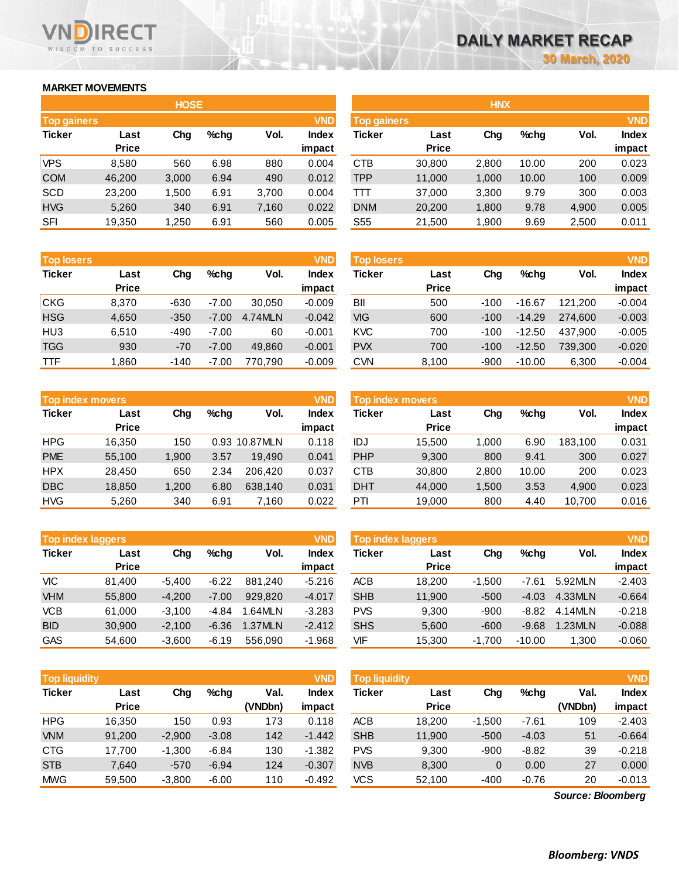# DAILY MARKET RECAP

30 March, 2020

## MARKET MOVEMENTS

### HOSE

| Top gainers | | | | | VND |
|---|---|---|---|---|---|
| Ticker | Last Price | Chg | %chg | Vol. | Index impact |
| VPS | 8,580 | 560 | 6.98 | 880 | 0.004 |
| COM | 46,200 | 3,000 | 6.94 | 490 | 0.012 |
| SCD | 23,200 | 1,500 | 6.91 | 3,700 | 0.004 |
| HVG | 5,260 | 340 | 6.91 | 7,160 | 0.022 |
| SFI | 19,350 | 1,250 | 6.91 | 560 | 0.005 |

| Top losers | | | | | VND |
|---|---|---|---|---|---|
| Ticker | Last Price | Chg | %chg | Vol. | Index impact |
| CKG | 8,370 | -630 | -7.00 | 30,050 | -0.009 |
| HSG | 4,650 | -350 | -7.00 | 4.74MLN | -0.042 |
| HU3 | 6,510 | -490 | -7.00 | 60 | -0.001 |
| TGG | 930 | -70 | -7.00 | 49,860 | -0.001 |
| TTF | 1,860 | -140 | -7.00 | 770,790 | -0.009 |

| Top index movers | | | | | VND |
|---|---|---|---|---|---|
| Ticker | Last Price | Chg | %chg | Vol. | Index impact |
| HPG | 16,350 | 150 | 0.93 | 10.87MLN | 0.118 |
| PME | 55,100 | 1,900 | 3.57 | 19,490 | 0.041 |
| HPX | 28,450 | 650 | 2.34 | 206,420 | 0.037 |
| DBC | 18,850 | 1,200 | 6.80 | 638,140 | 0.031 |
| HVG | 5,260 | 340 | 6.91 | 7,160 | 0.022 |

| Top index laggers | | | | | VND |
|---|---|---|---|---|---|
| Ticker | Last Price | Chg | %chg | Vol. | Index impact |
| VIC | 81,400 | -5,400 | -6.22 | 881,240 | -5.216 |
| VHM | 55,800 | -4,200 | -7.00 | 929,820 | -4.017 |
| VCB | 61,000 | -3,100 | -4.84 | 1.64MLN | -3.283 |
| BID | 30,900 | -2,100 | -6.36 | 1.37MLN | -2.412 |
| GAS | 54,600 | -3,600 | -6.19 | 556,090 | -1.968 |

| Top liquidity | | | | | VND |
|---|---|---|---|---|---|
| Ticker | Last Price | Chg | %chg | Val. (VNDbn) | Index impact |
| HPG | 16,350 | 150 | 0.93 | 173 | 0.118 |
| VNM | 91,200 | -2,900 | -3.08 | 142 | -1.442 |
| CTG | 17,700 | -1,300 | -6.84 | 130 | -1.382 |
| STB | 7,640 | -570 | -6.94 | 124 | -0.307 |
| MWG | 59,500 | -3,800 | -6.00 | 110 | -0.492 |

### HNX

| Top gainers | | | | | VND |
|---|---|---|---|---|---|
| Ticker | Last Price | Chg | %chg | Vol. | Index impact |
| CTB | 30,800 | 2,800 | 10.00 | 200 | 0.023 |
| TPP | 11,000 | 1,000 | 10.00 | 100 | 0.009 |
| TTT | 37,000 | 3,300 | 9.79 | 300 | 0.003 |
| DNM | 20,200 | 1,800 | 9.78 | 4,900 | 0.005 |
| S55 | 21,500 | 1,900 | 9.69 | 2,500 | 0.011 |

| Top losers | | | | | VND |
|---|---|---|---|---|---|
| Ticker | Last Price | Chg | %chg | Vol. | Index impact |
| BII | 500 | -100 | -16.67 | 121,200 | -0.004 |
| VIG | 600 | -100 | -14.29 | 274,600 | -0.003 |
| KVC | 700 | -100 | -12.50 | 437,900 | -0.005 |
| PVX | 700 | -100 | -12.50 | 739,300 | -0.020 |
| CVN | 8,100 | -900 | -10.00 | 6,300 | -0.004 |

| Top index movers | | | | | VND |
|---|---|---|---|---|---|
| Ticker | Last Price | Chg | %chg | Vol. | Index impact |
| IDJ | 15,500 | 1,000 | 6.90 | 183,100 | 0.031 |
| PHP | 9,300 | 800 | 9.41 | 300 | 0.027 |
| CTB | 30,800 | 2,800 | 10.00 | 200 | 0.023 |
| DHT | 44,000 | 1,500 | 3.53 | 4,900 | 0.023 |
| PTI | 19,000 | 800 | 4.40 | 10,700 | 0.016 |

| Top index laggers | | | | | VND |
|---|---|---|---|---|---|
| Ticker | Last Price | Chg | %chg | Vol. | Index impact |
| ACB | 18,200 | -1,500 | -7.61 | 5.92MLN | -2.403 |
| SHB | 11,900 | -500 | -4.03 | 4.33MLN | -0.664 |
| PVS | 9,300 | -900 | -8.82 | 4.14MLN | -0.218 |
| SHS | 5,600 | -600 | -9.68 | 1.23MLN | -0.088 |
| VIF | 15,300 | -1,700 | -10.00 | 1,300 | -0.060 |

| Top liquidity | | | | | VND |
|---|---|---|---|---|---|
| Ticker | Last Price | Chg | %chg | Val. (VNDbn) | Index impact |
| ACB | 18,200 | -1,500 | -7.61 | 109 | -2.403 |
| SHB | 11,900 | -500 | -4.03 | 51 | -0.664 |
| PVS | 9,300 | -900 | -8.82 | 39 | -0.218 |
| NVB | 8,300 | 0 | 0.00 | 27 | 0.000 |
| VCS | 52,100 | -400 | -0.76 | 20 | -0.013 |

*Source: Bloomberg*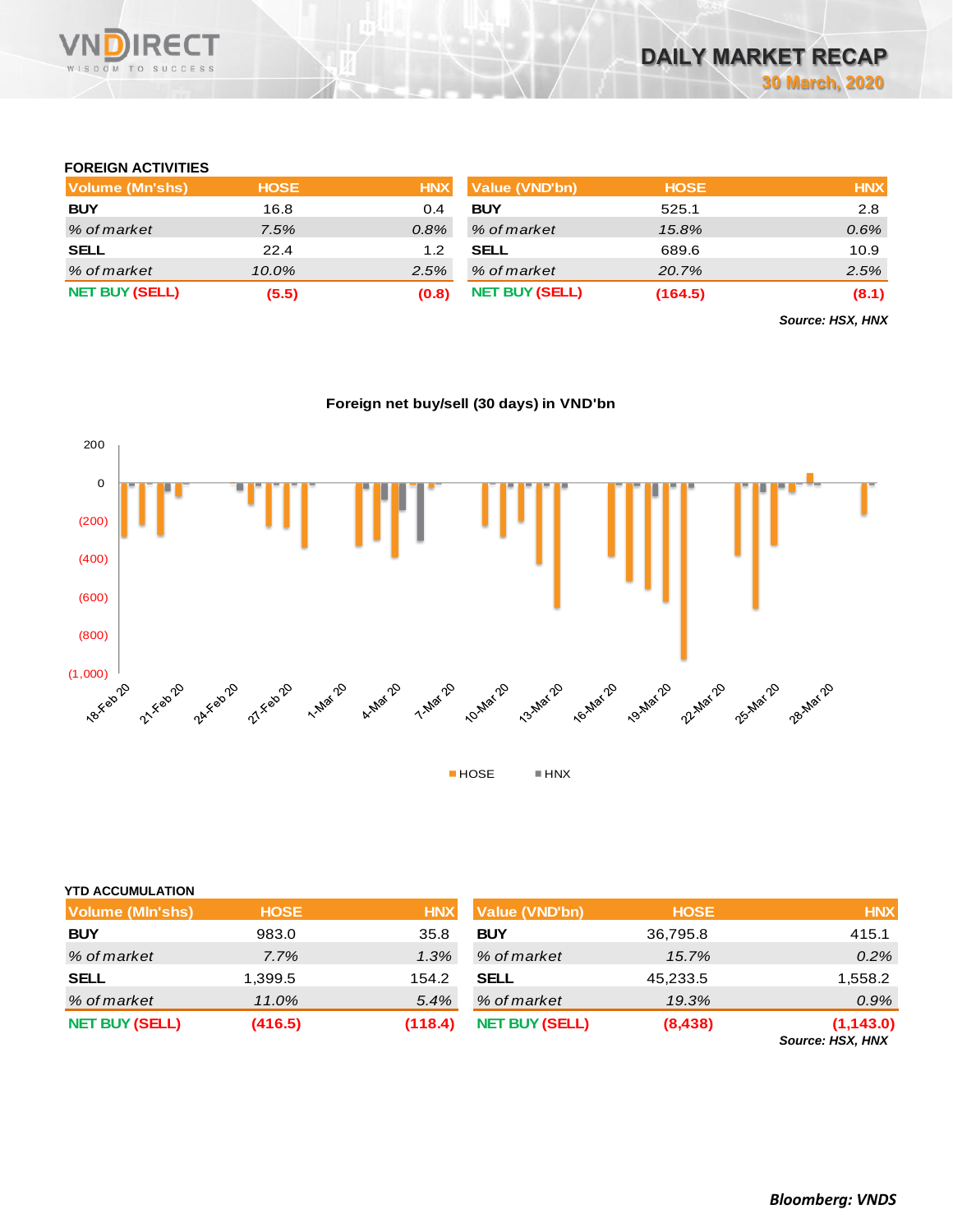## FOREIGN ACTIVITIES

| Volume (Mn'shs) | HOSE | HNX |
|---|---|---|
| **BUY** | 16.8 | 0.4 |
| *% of market* | *7.5%* | *0.8%* |
| **SELL** | 22.4 | 1.2 |
| *% of market* | *10.0%* | *2.5%* |
| **NET BUY (SELL)** | **(5.5)** | **(0.8)** |

| Value (VND'bn) | HOSE | HNX |
|---|---|---|
| **BUY** | 525.1 | 2.8 |
| *% of market* | *15.8%* | *0.6%* |
| **SELL** | 689.6 | 10.9 |
| *% of market* | *20.7%* | *2.5%* |
| **NET BUY (SELL)** | **(164.5)** | **(8.1)** |

***Source: HSX, HNX***

**Foreign net buy/sell (30 days) in VND'bn**

## YTD ACCUMULATION

| Volume (Mln'shs) | HOSE | HNX |
|---|---|---|
| **BUY** | 983.0 | 35.8 |
| *% of market* | *7.7%* | *1.3%* |
| **SELL** | 1,399.5 | 154.2 |
| *% of market* | *11.0%* | *5.4%* |
| **NET BUY (SELL)** | **(416.5)** | **(118.4)** |

| Value (VND'bn) | HOSE | HNX |
|---|---|---|
| **BUY** | 36,795.8 | 415.1 |
| *% of market* | *15.7%* | *0.2%* |
| **SELL** | 45,233.5 | 1,558.2 |
| *% of market* | *19.3%* | *0.9%* |
| **NET BUY (SELL)** | **(8,438)** | **(1,143.0)** |

***Source: HSX, HNX***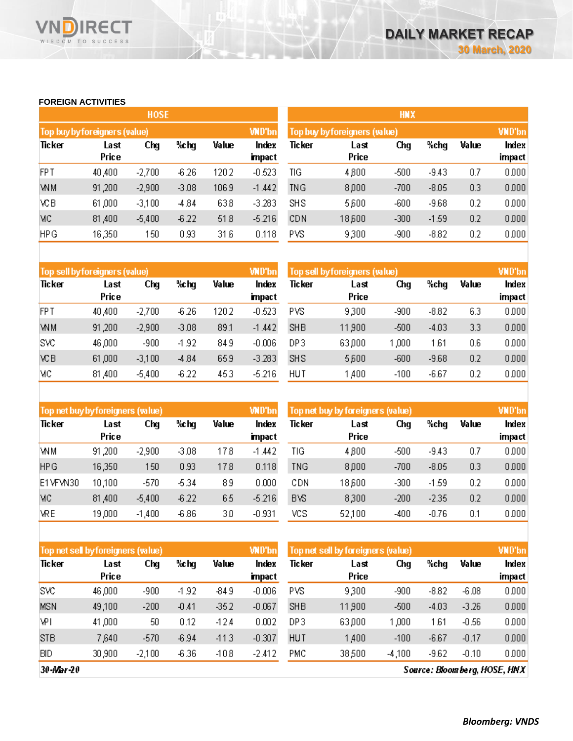## FOREIGN ACTIVITIES

| HOSE | | | | | |
|---|---|---|---|---|---|
| **Top buy by foreigners (value)** | | | | | **VND'bn** |
| **Ticker** | **Last Price** | **Chg** | **%chg** | **Value** | **Index impact** |
| FPT | 40,400 | -2,700 | -6.26 | 120.2 | -0.523 |
| VNM | 91,200 | -2,900 | -3.08 | 106.9 | -1.442 |
| VCB | 61,000 | -3,100 | -4.84 | 63.8 | -3.283 |
| VIC | 81,400 | -5,400 | -6.22 | 51.8 | -5.216 |
| HPG | 16,350 | 150 | 0.93 | 31.6 | 0.118 |

| HNX | | | | | |
|---|---|---|---|---|---|
| **Top buy by foreigners (value)** | | | | | **VND'bn** |
| **Ticker** | **Last Price** | **Chg** | **%chg** | **Value** | **Index impact** |
| TIG | 4,800 | -500 | -9.43 | 0.7 | 0.000 |
| TNG | 8,000 | -700 | -8.05 | 0.3 | 0.000 |
| SHS | 5,600 | -600 | -9.68 | 0.2 | 0.000 |
| CDN | 18,600 | -300 | -1.59 | 0.2 | 0.000 |
| PVS | 9,300 | -900 | -8.82 | 0.2 | 0.000 |

| **Top sell by foreigners (value)** | | | | | **VND'bn** |
|---|---|---|---|---|---|
| **Ticker** | **Last Price** | **Chg** | **%chg** | **Value** | **Index impact** |
| FPT | 40,400 | -2,700 | -6.26 | 120.2 | -0.523 |
| VNM | 91,200 | -2,900 | -3.08 | 89.1 | -1.442 |
| SVC | 46,000 | -900 | -1.92 | 84.9 | -0.006 |
| VCB | 61,000 | -3,100 | -4.84 | 65.9 | -3.283 |
| VIC | 81,400 | -5,400 | -6.22 | 45.3 | -5.216 |

| **Top sell by foreigners (value)** | | | | | **VND'bn** |
|---|---|---|---|---|---|
| **Ticker** | **Last Price** | **Chg** | **%chg** | **Value** | **Index impact** |
| PVS | 9,300 | -900 | -8.82 | 6.3 | 0.000 |
| SHB | 11,900 | -500 | -4.03 | 3.3 | 0.000 |
| DP3 | 63,000 | 1,000 | 1.61 | 0.6 | 0.000 |
| SHS | 5,600 | -600 | -9.68 | 0.2 | 0.000 |
| HUT | 1,400 | -100 | -6.67 | 0.2 | 0.000 |

| **Top net buy by foreigners (value)** | | | | | **VND'bn** |
|---|---|---|---|---|---|
| **Ticker** | **Last Price** | **Chg** | **%chg** | **Value** | **Index impact** |
| VNM | 91,200 | -2,900 | -3.08 | 17.8 | -1.442 |
| HPG | 16,350 | 150 | 0.93 | 17.8 | 0.118 |
| E1VFVN30 | 10,100 | -570 | -5.34 | 8.9 | 0.000 |
| VIC | 81,400 | -5,400 | -6.22 | 6.5 | -5.216 |
| VRE | 19,000 | -1,400 | -6.86 | 3.0 | -0.931 |

| **Top net buy by foreigners (value)** | | | | | **VND'bn** |
|---|---|---|---|---|---|
| **Ticker** | **Last Price** | **Chg** | **%chg** | **Value** | **Index impact** |
| TIG | 4,800 | -500 | -9.43 | 0.7 | 0.000 |
| TNG | 8,000 | -700 | -8.05 | 0.3 | 0.000 |
| CDN | 18,600 | -300 | -1.59 | 0.2 | 0.000 |
| BVS | 8,300 | -200 | -2.35 | 0.2 | 0.000 |
| VCS | 52,100 | -400 | -0.76 | 0.1 | 0.000 |

| **Top net sell by foreigners (value)** | | | | | **VND'bn** |
|---|---|---|---|---|---|
| **Ticker** | **Last Price** | **Chg** | **%chg** | **Value** | **Index impact** |
| SVC | 46,000 | -900 | -1.92 | -84.9 | -0.006 |
| MSN | 49,100 | -200 | -0.41 | -35.2 | -0.067 |
| VPI | 41,000 | 50 | 0.12 | -12.4 | 0.002 |
| STB | 7,640 | -570 | -6.94 | -11.3 | -0.307 |
| BID | 30,900 | -2,100 | -6.36 | -10.8 | -2.412 |

| **Top net sell by foreigners (value)** | | | | | **VND'bn** |
|---|---|---|---|---|---|
| **Ticker** | **Last Price** | **Chg** | **%chg** | **Value** | **Index impact** |
| PVS | 9,300 | -900 | -8.82 | -6.08 | 0.000 |
| SHB | 11,900 | -500 | -4.03 | -3.26 | 0.000 |
| DP3 | 63,000 | 1,000 | 1.61 | -0.56 | 0.000 |
| HUT | 1,400 | -100 | -6.67 | -0.17 | 0.000 |
| PMC | 38,500 | -4,100 | -9.62 | -0.10 | 0.000 |

*30-Mar-20*

*Source: Bloomberg, HOSE, HNX*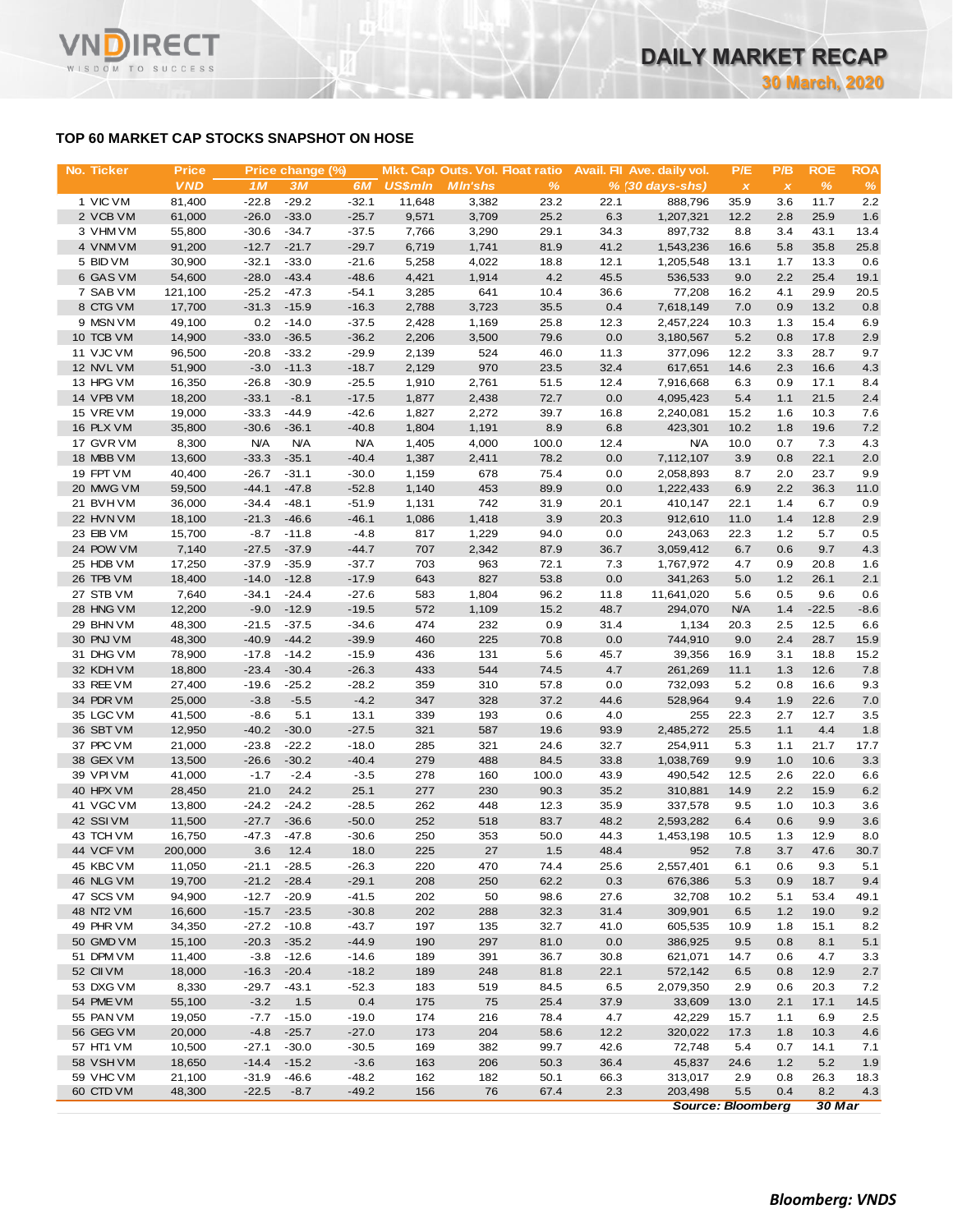## TOP 60 MARKET CAP STOCKS SNAPSHOT ON HOSE

| No. | Ticker | Price | Price change (%) | | | Mkt. Cap | Outs. Vol. | Float ratio | Avail. FII | Ave. daily vol. | P/E | P/B | ROE | ROA |
|---|---|---|---|---|---|---|---|---|---|---|---|---|---|---|
| | | VND | 1M | 3M | 6M | US$mln | Mln'shs | % | % | (30 days-shs) | x | x | % | % |
| 1 | VIC VM | 81,400 | -22.8 | -29.2 | -32.1 | 11,648 | 3,382 | 23.2 | 22.1 | 888,796 | 35.9 | 3.6 | 11.7 | 2.2 |
| 2 | VCB VM | 61,000 | -26.0 | -33.0 | -25.7 | 9,571 | 3,709 | 25.2 | 6.3 | 1,207,321 | 12.2 | 2.8 | 25.9 | 1.6 |
| 3 | VHM VM | 55,800 | -30.6 | -34.7 | -37.5 | 7,766 | 3,290 | 29.1 | 34.3 | 897,732 | 8.8 | 3.4 | 43.1 | 13.4 |
| 4 | VNM VM | 91,200 | -12.7 | -21.7 | -29.7 | 6,719 | 1,741 | 81.9 | 41.2 | 1,543,236 | 16.6 | 5.8 | 35.8 | 25.8 |
| 5 | BID VM | 30,900 | -32.1 | -33.0 | -21.6 | 5,258 | 4,022 | 18.8 | 12.1 | 1,205,548 | 13.1 | 1.7 | 13.3 | 0.6 |
| 6 | GAS VM | 54,600 | -28.0 | -43.4 | -48.6 | 4,421 | 1,914 | 4.2 | 45.5 | 536,533 | 9.0 | 2.2 | 25.4 | 19.1 |
| 7 | SAB VM | 121,100 | -25.2 | -47.3 | -54.1 | 3,285 | 641 | 10.4 | 36.6 | 77,208 | 16.2 | 4.1 | 29.9 | 20.5 |
| 8 | CTG VM | 17,700 | -31.3 | -15.9 | -16.3 | 2,788 | 3,723 | 35.5 | 0.4 | 7,618,149 | 7.0 | 0.9 | 13.2 | 0.8 |
| 9 | MSN VM | 49,100 | 0.2 | -14.0 | -37.5 | 2,428 | 1,169 | 25.8 | 12.3 | 2,457,224 | 10.3 | 1.3 | 15.4 | 6.9 |
| 10 | TCB VM | 14,900 | -33.0 | -36.5 | -36.2 | 2,206 | 3,500 | 79.6 | 0.0 | 3,180,567 | 5.2 | 0.8 | 17.8 | 2.9 |
| 11 | VJC VM | 96,500 | -20.8 | -33.2 | -29.9 | 2,139 | 524 | 46.0 | 11.3 | 377,096 | 12.2 | 3.3 | 28.7 | 9.7 |
| 12 | NVL VM | 51,900 | -3.0 | -11.3 | -18.7 | 2,129 | 970 | 23.5 | 32.4 | 617,651 | 14.6 | 2.3 | 16.6 | 4.3 |
| 13 | HPG VM | 16,350 | -26.8 | -30.9 | -25.5 | 1,910 | 2,761 | 51.5 | 12.4 | 7,916,668 | 6.3 | 0.9 | 17.1 | 8.4 |
| 14 | VPB VM | 18,200 | -33.1 | -8.1 | -17.5 | 1,877 | 2,438 | 72.7 | 0.0 | 4,095,423 | 5.4 | 1.1 | 21.5 | 2.4 |
| 15 | VRE VM | 19,000 | -33.3 | -44.9 | -42.6 | 1,827 | 2,272 | 39.7 | 16.8 | 2,240,081 | 15.2 | 1.6 | 10.3 | 7.6 |
| 16 | PLX VM | 35,800 | -30.6 | -36.1 | -40.8 | 1,804 | 1,191 | 8.9 | 6.8 | 423,301 | 10.2 | 1.8 | 19.6 | 7.2 |
| 17 | GVR VM | 8,300 | N/A | N/A | N/A | 1,405 | 4,000 | 100.0 | 12.4 | N/A | 10.0 | 0.7 | 7.3 | 4.3 |
| 18 | MBB VM | 13,600 | -33.3 | -35.1 | -40.4 | 1,387 | 2,411 | 78.2 | 0.0 | 7,112,107 | 3.9 | 0.8 | 22.1 | 2.0 |
| 19 | FPT VM | 40,400 | -26.7 | -31.1 | -30.0 | 1,159 | 678 | 75.4 | 0.0 | 2,058,893 | 8.7 | 2.0 | 23.7 | 9.9 |
| 20 | MWG VM | 59,500 | -44.1 | -47.8 | -52.8 | 1,140 | 453 | 89.9 | 0.0 | 1,222,433 | 6.9 | 2.2 | 36.3 | 11.0 |
| 21 | BVH VM | 36,000 | -34.4 | -48.1 | -51.9 | 1,131 | 742 | 31.9 | 20.1 | 410,147 | 22.1 | 1.4 | 6.7 | 0.9 |
| 22 | HVN VM | 18,100 | -21.3 | -46.6 | -46.1 | 1,086 | 1,418 | 3.9 | 20.3 | 912,610 | 11.0 | 1.4 | 12.8 | 2.9 |
| 23 | EIB VM | 15,700 | -8.7 | -11.8 | -4.8 | 817 | 1,229 | 94.0 | 0.0 | 243,063 | 22.3 | 1.2 | 5.7 | 0.5 |
| 24 | POW VM | 7,140 | -27.5 | -37.9 | -44.7 | 707 | 2,342 | 87.9 | 36.7 | 3,059,412 | 6.7 | 0.6 | 9.7 | 4.3 |
| 25 | HDB VM | 17,250 | -37.9 | -35.9 | -37.7 | 703 | 963 | 72.1 | 7.3 | 1,767,972 | 4.7 | 0.9 | 20.8 | 1.6 |
| 26 | TPB VM | 18,400 | -14.0 | -12.8 | -17.9 | 643 | 827 | 53.8 | 0.0 | 341,263 | 5.0 | 1.2 | 26.1 | 2.1 |
| 27 | STB VM | 7,640 | -34.1 | -24.4 | -27.6 | 583 | 1,804 | 96.2 | 11.8 | 11,641,020 | 5.6 | 0.5 | 9.6 | 0.6 |
| 28 | HNG VM | 12,200 | -9.0 | -12.9 | -19.5 | 572 | 1,109 | 15.2 | 48.7 | 294,070 | N/A | 1.4 | -22.5 | -8.6 |
| 29 | BHN VM | 48,300 | -21.5 | -37.5 | -34.6 | 474 | 232 | 0.9 | 31.4 | 1,134 | 20.3 | 2.5 | 12.5 | 6.6 |
| 30 | PNJ VM | 48,300 | -40.9 | -44.2 | -39.9 | 460 | 225 | 70.8 | 0.0 | 744,910 | 9.0 | 2.4 | 28.7 | 15.9 |
| 31 | DHG VM | 78,900 | -17.8 | -14.2 | -15.9 | 436 | 131 | 5.6 | 45.7 | 39,356 | 16.9 | 3.1 | 18.8 | 15.2 |
| 32 | KDH VM | 18,800 | -23.4 | -30.4 | -26.3 | 433 | 544 | 74.5 | 4.7 | 261,269 | 11.1 | 1.3 | 12.6 | 7.8 |
| 33 | REE VM | 27,400 | -19.6 | -25.2 | -28.2 | 359 | 310 | 57.8 | 0.0 | 732,093 | 5.2 | 0.8 | 16.6 | 9.3 |
| 34 | PDR VM | 25,000 | -3.8 | -5.5 | -4.2 | 347 | 328 | 37.2 | 44.6 | 528,964 | 9.4 | 1.9 | 22.6 | 7.0 |
| 35 | LGC VM | 41,500 | -8.6 | 5.1 | 13.1 | 339 | 193 | 0.6 | 4.0 | 255 | 22.3 | 2.7 | 12.7 | 3.5 |
| 36 | SBT VM | 12,950 | -40.2 | -30.0 | -27.5 | 321 | 587 | 19.6 | 93.9 | 2,485,272 | 25.5 | 1.1 | 4.4 | 1.8 |
| 37 | PPC VM | 21,000 | -23.8 | -22.2 | -18.0 | 285 | 321 | 24.6 | 32.7 | 254,911 | 5.3 | 1.1 | 21.7 | 17.7 |
| 38 | GEX VM | 13,500 | -26.6 | -30.2 | -40.4 | 279 | 488 | 84.5 | 33.8 | 1,038,769 | 9.9 | 1.0 | 10.6 | 3.3 |
| 39 | VPI VM | 41,000 | -1.7 | -2.4 | -3.5 | 278 | 160 | 100.0 | 43.9 | 490,542 | 12.5 | 2.6 | 22.0 | 6.6 |
| 40 | HPX VM | 28,450 | 21.0 | 24.2 | 25.1 | 277 | 230 | 90.3 | 35.2 | 310,881 | 14.9 | 2.2 | 15.9 | 6.2 |
| 41 | VGC VM | 13,800 | -24.2 | -24.2 | -28.5 | 262 | 448 | 12.3 | 35.9 | 337,578 | 9.5 | 1.0 | 10.3 | 3.6 |
| 42 | SSI VM | 11,500 | -27.7 | -36.6 | -50.0 | 252 | 518 | 83.7 | 48.2 | 2,593,282 | 6.4 | 0.6 | 9.9 | 3.6 |
| 43 | TCH VM | 16,750 | -47.3 | -47.8 | -30.6 | 250 | 353 | 50.0 | 44.3 | 1,453,198 | 10.5 | 1.3 | 12.9 | 8.0 |
| 44 | VCF VM | 200,000 | 3.6 | 12.4 | 18.0 | 225 | 27 | 1.5 | 48.4 | 952 | 7.8 | 3.7 | 47.6 | 30.7 |
| 45 | KBC VM | 11,050 | -21.1 | -28.5 | -26.3 | 220 | 470 | 74.4 | 25.6 | 2,557,401 | 6.1 | 0.6 | 9.3 | 5.1 |
| 46 | NLG VM | 19,700 | -21.2 | -28.4 | -29.1 | 208 | 250 | 62.2 | 0.3 | 676,386 | 5.3 | 0.9 | 18.7 | 9.4 |
| 47 | SCS VM | 94,900 | -12.7 | -20.9 | -41.5 | 202 | 50 | 98.6 | 27.6 | 32,708 | 10.2 | 5.1 | 53.4 | 49.1 |
| 48 | NT2 VM | 16,600 | -15.7 | -23.5 | -30.8 | 202 | 288 | 32.3 | 31.4 | 309,901 | 6.5 | 1.2 | 19.0 | 9.2 |
| 49 | PHR VM | 34,350 | -27.2 | -10.8 | -43.7 | 197 | 135 | 32.7 | 41.0 | 605,535 | 10.9 | 1.8 | 15.1 | 8.2 |
| 50 | GMD VM | 15,100 | -20.3 | -35.2 | -44.9 | 190 | 297 | 81.0 | 0.0 | 386,925 | 9.5 | 0.8 | 8.1 | 5.1 |
| 51 | DPM VM | 11,400 | -3.8 | -12.6 | -14.6 | 189 | 391 | 36.7 | 30.8 | 621,071 | 14.7 | 0.6 | 4.7 | 3.3 |
| 52 | CII VM | 18,000 | -16.3 | -20.4 | -18.2 | 189 | 248 | 81.8 | 22.1 | 572,142 | 6.5 | 0.8 | 12.9 | 2.7 |
| 53 | DXG VM | 8,330 | -29.7 | -43.1 | -52.3 | 183 | 519 | 84.5 | 6.5 | 2,079,350 | 2.9 | 0.6 | 20.3 | 7.2 |
| 54 | PME VM | 55,100 | -3.2 | 1.5 | 0.4 | 175 | 75 | 25.4 | 37.9 | 33,609 | 13.0 | 2.1 | 17.1 | 14.5 |
| 55 | PAN VM | 19,050 | -7.7 | -15.0 | -19.0 | 174 | 216 | 78.4 | 4.7 | 42,229 | 15.7 | 1.1 | 6.9 | 2.5 |
| 56 | GEG VM | 20,000 | -4.8 | -25.7 | -27.0 | 173 | 204 | 58.6 | 12.2 | 320,022 | 17.3 | 1.8 | 10.3 | 4.6 |
| 57 | HT1 VM | 10,500 | -27.1 | -30.0 | -30.5 | 169 | 382 | 99.7 | 42.6 | 72,748 | 5.4 | 0.7 | 14.1 | 7.1 |
| 58 | VSH VM | 18,650 | -14.4 | -15.2 | -3.6 | 163 | 206 | 50.3 | 36.4 | 45,837 | 24.6 | 1.2 | 5.2 | 1.9 |
| 59 | VHC VM | 21,100 | -31.9 | -46.6 | -48.2 | 162 | 182 | 50.1 | 66.3 | 313,017 | 2.9 | 0.8 | 26.3 | 18.3 |
| 60 | CTD VM | 48,300 | -22.5 | -8.7 | -49.2 | 156 | 76 | 67.4 | 2.3 | 203,498 | 5.5 | 0.4 | 8.2 | 4.3 |

*Source: Bloomberg* *30 Mar*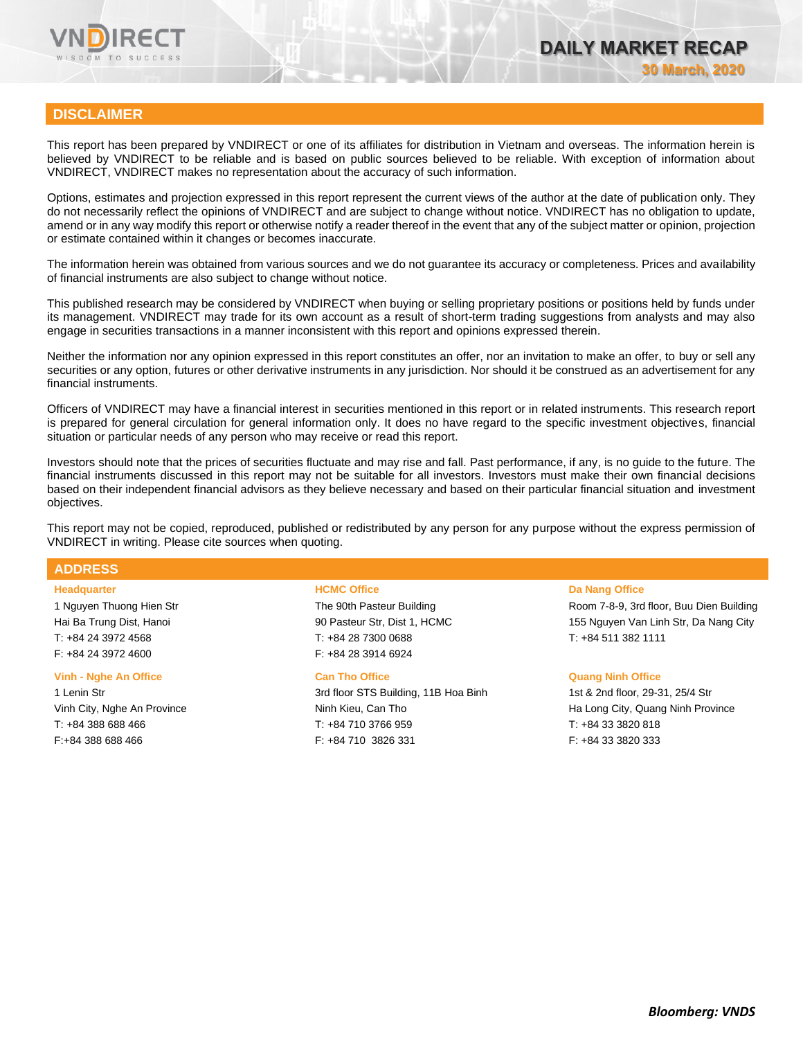## DISCLAIMER

This report has been prepared by VNDIRECT or one of its affiliates for distribution in Vietnam and overseas. The information herein is believed by VNDIRECT to be reliable and is based on public sources believed to be reliable. With exception of information about VNDIRECT, VNDIRECT makes no representation about the accuracy of such information.

Options, estimates and projection expressed in this report represent the current views of the author at the date of publication only. They do not necessarily reflect the opinions of VNDIRECT and are subject to change without notice. VNDIRECT has no obligation to update, amend or in any way modify this report or otherwise notify a reader thereof in the event that any of the subject matter or opinion, projection or estimate contained within it changes or becomes inaccurate.

The information herein was obtained from various sources and we do not guarantee its accuracy or completeness. Prices and availability of financial instruments are also subject to change without notice.

This published research may be considered by VNDIRECT when buying or selling proprietary positions or positions held by funds under its management. VNDIRECT may trade for its own account as a result of short-term trading suggestions from analysts and may also engage in securities transactions in a manner inconsistent with this report and opinions expressed therein.

Neither the information nor any opinion expressed in this report constitutes an offer, nor an invitation to make an offer, to buy or sell any securities or any option, futures or other derivative instruments in any jurisdiction. Nor should it be construed as an advertisement for any financial instruments.

Officers of VNDIRECT may have a financial interest in securities mentioned in this report or in related instruments. This research report is prepared for general circulation for general information only. It does no have regard to the specific investment objectives, financial situation or particular needs of any person who may receive or read this report.

Investors should note that the prices of securities fluctuate and may rise and fall. Past performance, if any, is no guide to the future. The financial instruments discussed in this report may not be suitable for all investors. Investors must make their own financial decisions based on their independent financial advisors as they believe necessary and based on their particular financial situation and investment objectives.

This report may not be copied, reproduced, published or redistributed by any person for any purpose without the express permission of VNDIRECT in writing. Please cite sources when quoting.

## ADDRESS

**Headquarter**
1 Nguyen Thuong Hien Str
Hai Ba Trung Dist, Hanoi
T: +84 24 3972 4568
F: +84 24 3972 4600

**HCMC Office**
The 90th Pasteur Building
90 Pasteur Str, Dist 1, HCMC
T: +84 28 7300 0688
F: +84 28 3914 6924

**Da Nang Office**
Room 7-8-9, 3rd floor, Buu Dien Building
155 Nguyen Van Linh Str, Da Nang City
T: +84 511 382 1111

**Vinh - Nghe An Office**
1 Lenin Str
Vinh City, Nghe An Province
T: +84 388 688 466
F:+84 388 688 466

**Can Tho Office**
3rd floor STS Building, 11B Hoa Binh
Ninh Kieu, Can Tho
T: +84 710 3766 959
F: +84 710 3826 331

**Quang Ninh Office**
1st & 2nd floor, 29-31, 25/4 Str
Ha Long City, Quang Ninh Province
T: +84 33 3820 818
F: +84 33 3820 333